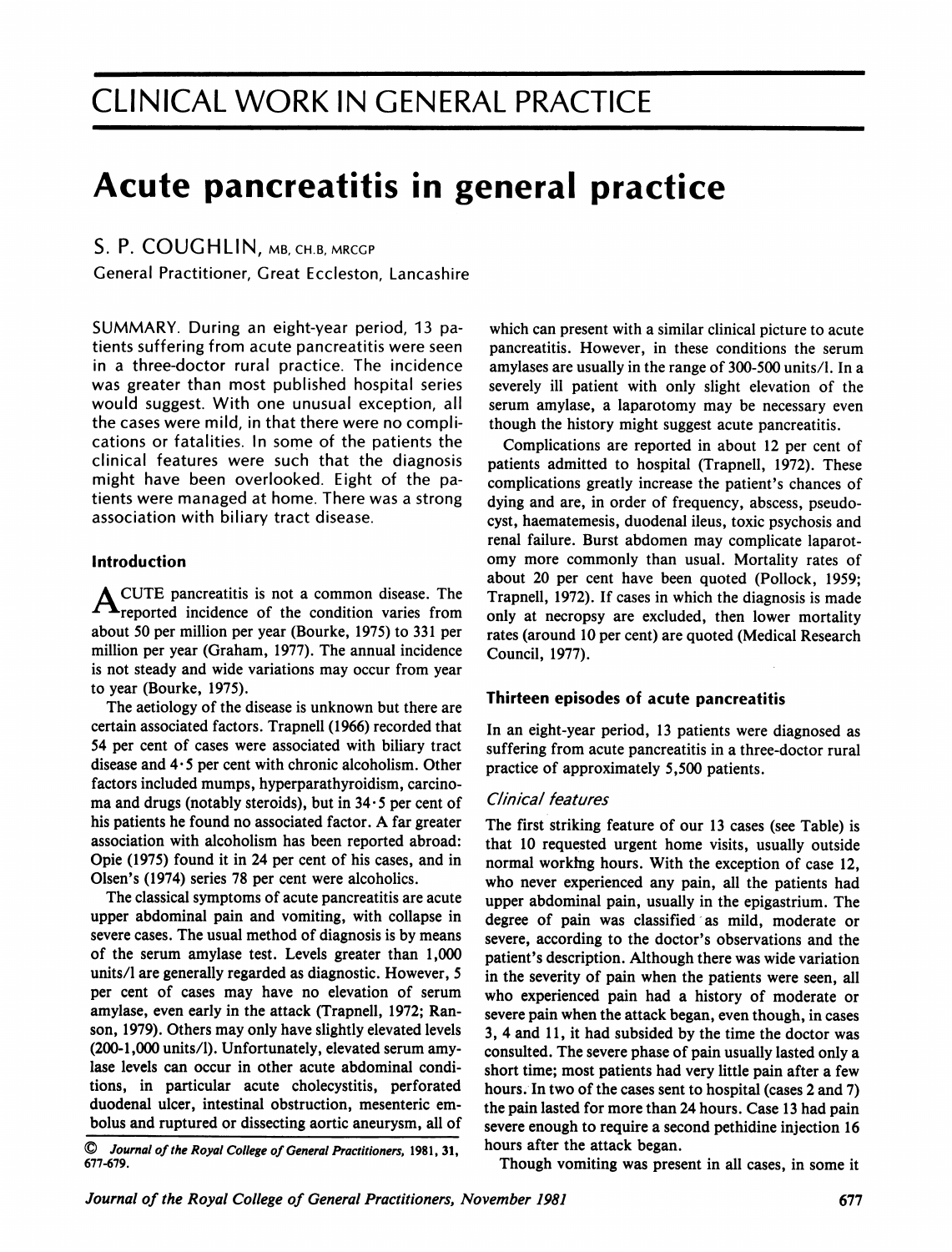# CLINICAL WORK IN GENERAL PRACTICE

# Acute pancreatitis in general practice

S. P. COUGHLIN, MB, CH.B, MRCGP

General Practitioner, Great Eccleston, Lancashire

SUMMARY. During an eight-year period, 13 patients suffering from acute pancreatitis were seen in a three-doctor rural practice. The incidence was greater than most published hospital series would suggest. With one unusual exception, all the cases were mild, in that there were no complications or fatalities. In some of the patients the clinical features were such that the diagnosis might have been overlooked. Eight of the patients were managed at home. There was a strong association with biliary tract disease.

## Introduction

ACUTE pancreatitis is not a common disease. The reported incidence of the condition varies from about 50 per million per year (Bourke, 1975) to 331 per million per year (Graham, 1977). The annual incidence is not steady and wide variations may occur from year to year (Bourke, 1975).

The aetiology of the disease is unknown but there are certain associated factors. Trapnell (1966) recorded that 54 per cent of cases were associated with biliary tract disease and 4·5 per cent with chronic alcoholism. Other factors included mumps, hyperparathyroidism, carcinoma and drugs (notably steroids), but in 34·5 per cent of his patients he found no associated factor. A far greater association with alcoholism has been reported abroad: Opie (1975) found it in 24 per cent of his cases, and in Olsen's (1974) series 78 per cent were alcoholics.

The classical symptoms of acute pancreatitis are acute upper abdominal pain and vomiting, with collapse in severe cases. The usual method of diagnosis is by means of the serum amylase test. Levels greater than 1,000 units/l are generally regarded as diagnostic. However, 5 per cent of cases may have no elevation of serum amylase, even early in the attack (Trapnell, 1972; Ranson, 1979). Others may only have slightly elevated levels (200-1,000 units/l). Unfortunately, elevated serum amylase levels can occur in other acute abdominal conditions, in particular acute cholecystitis, perforated duodenal ulcer, intestinal obstruction, mesenteric embolus and ruptured or dissecting aortic aneurysm, all of which can present with a similar clinical picture to acute pancreatitis. However, in these conditions the serum amylases are usually in the range of 300-500 units/l. In a severely ill patient with only slight elevation of the serum amylase, a laparotomy may be necessary even though the history might suggest acute pancreatitis.

Complications are reported in about 12 per cent of patients admitted to hospital (Trapnell, 1972). These complications greatly increase the patient's chances of dying and are, in order of frequency, abscess, pseudocyst, haematemesis, duodenal ileus, toxic psychosis and renal failure. Burst abdomen may complicate laparotomy more commonly than usual. Mortality rates of about 20 per cent have been quoted (Pollock, 1959; Trapnell, 1972). If cases in which the diagnosis is made only at necropsy are excluded, then lower mortality rates (around 10 per cent) are quoted (Medical Research Council, 1977).

## Thirteen episodes of acute pancreatitis

In an eight-year period, 13 patients were diagnosed as suffering from acute pancreatitis in a three-doctor rural practice of approximately 5,500 patients.

### *Clinical features*

The first striking feature of our 13 cases (see Table) is that 10 requested urgent home visits, usually outside normal working hours. With the exception of case 12, who never experienced any pain, all the patients had upper abdominal pain, usually in the epigastrium. The degree of pain was classified as mild, moderate or severe, according to the doctor's observations and the patient's description. Although there was wide variation in the severity of pain when the patients were seen, all who experienced pain had a history of moderate or severe pain when the attack began, even though, in cases 3, 4 and 11, it had subsided by the time the doctor was consulted. The severe phase of pain usually lasted only a short time; most patients had very little pain after a few hours. In two of the cases sent to hospital (cases 2 and 7) the pain lasted for more than 24 hours. Case 13 had pain severe enough to require a second pethidine injection 16 hours after the attack began.

Though vomiting was present in all cases, in some it

© *Journal of the Royal College of General Practitioners*, 1981, 31, 677-679.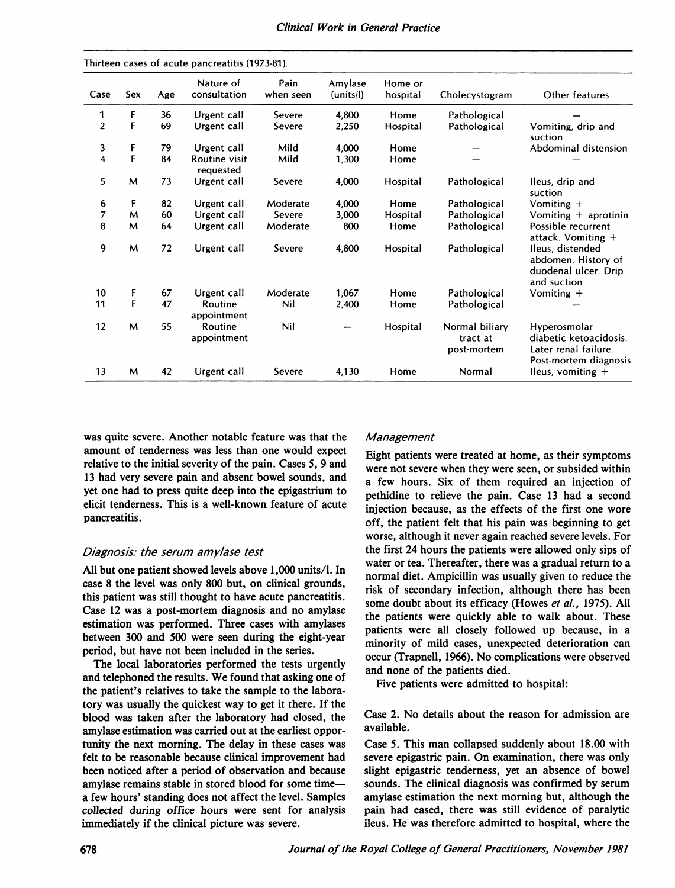Thirteen cases of acute pancreatitis (1973-81).

| Case | Sex | Age | Nature of consultation | Pain when seen | Amylase (units/l) | Home or hospital | Cholecystogram | Other features |
|---|---|---|---|---|---|---|---|---|
| 1 | F | 36 | Urgent call | Severe | 4,800 | Home | Pathological | — |
| 2 | F | 69 | Urgent call | Severe | 2,250 | Hospital | Pathological | Vomiting, drip and suction |
| 3 | F | 79 | Urgent call | Mild | 4,000 | Home | — | Abdominal distension |
| 4 | F | 84 | Routine visit requested | Mild | 1,300 | Home | — | — |
| 5 | M | 73 | Urgent call | Severe | 4,000 | Hospital | Pathological | Ileus, drip and suction |
| 6 | F | 82 | Urgent call | Moderate | 4,000 | Home | Pathological | Vomiting + |
| 7 | M | 60 | Urgent call | Severe | 3,000 | Hospital | Pathological | Vomiting + aprotinin |
| 8 | M | 64 | Urgent call | Moderate | 800 | Home | Pathological | Possible recurrent attack. Vomiting + |
| 9 | M | 72 | Urgent call | Severe | 4,800 | Hospital | Pathological | Ileus, distended abdomen. History of duodenal ulcer. Drip and suction |
| 10 | F | 67 | Urgent call | Moderate | 1,067 | Home | Pathological | Vomiting + |
| 11 | F | 47 | Routine appointment | Nil | 2,400 | Home | Pathological | — |
| 12 | M | 55 | Routine appointment | Nil | — | Hospital | Normal biliary tract at post-mortem | Hyperosmolar diabetic ketoacidosis. Later renal failure. Post-mortem diagnosis |
| 13 | M | 42 | Urgent call | Severe | 4,130 | Home | Normal | Ileus, vomiting + |

was quite severe. Another notable feature was that the amount of tenderness was less than one would expect relative to the initial severity of the pain. Cases 5, 9 and 13 had very severe pain and absent bowel sounds, and yet one had to press quite deep into the epigastrium to elicit tenderness. This is a well-known feature of acute pancreatitis.

### *Diagnosis: the serum amylase test*

All but one patient showed levels above 1,000 units/l. In case 8 the level was only 800 but, on clinical grounds, this patient was still thought to have acute pancreatitis. Case 12 was a post-mortem diagnosis and no amylase estimation was performed. Three cases with amylases between 300 and 500 were seen during the eight-year period, but have not been included in the series.

The local laboratories performed the tests urgently and telephoned the results. We found that asking one of the patient's relatives to take the sample to the laboratory was usually the quickest way to get it there. If the blood was taken after the laboratory had closed, the amylase estimation was carried out at the earliest opportunity the next morning. The delay in these cases was felt to be reasonable because clinical improvement had been noticed after a period of observation and because amylase remains stable in stored blood for some time—a few hours' standing does not affect the level. Samples collected during office hours were sent for analysis immediately if the clinical picture was severe.

### *Management*

Eight patients were treated at home, as their symptoms were not severe when they were seen, or subsided within a few hours. Six of them required an injection of pethidine to relieve the pain. Case 13 had a second injection because, as the effects of the first one wore off, the patient felt that his pain was beginning to get worse, although it never again reached severe levels. For the first 24 hours the patients were allowed only sips of water or tea. Thereafter, there was a gradual return to a normal diet. Ampicillin was usually given to reduce the risk of secondary infection, although there has been some doubt about its efficacy (Howes *et al.*, 1975). All the patients were quickly able to walk about. These patients were all closely followed up because, in a minority of mild cases, unexpected deterioration can occur (Trapnell, 1966). No complications were observed and none of the patients died.

Five patients were admitted to hospital:

Case 2. No details about the reason for admission are available.

Case 5. This man collapsed suddenly about 18.00 with severe epigastric pain. On examination, there was only slight epigastric tenderness, yet an absence of bowel sounds. The clinical diagnosis was confirmed by serum amylase estimation the next morning but, although the pain had eased, there was still evidence of paralytic ileus. He was therefore admitted to hospital, where the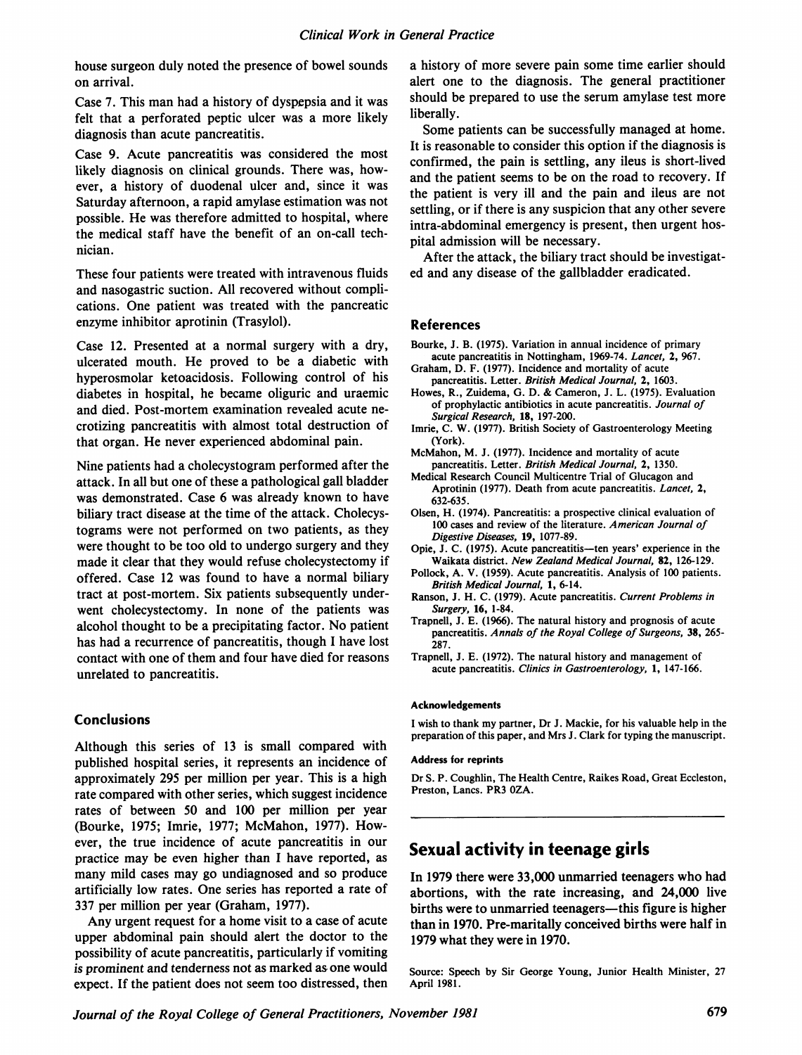house surgeon duly noted the presence of bowel sounds on arrival.

Case 7. This man had a history of dyspepsia and it was felt that a perforated peptic ulcer was a more likely diagnosis than acute pancreatitis.

Case 9. Acute pancreatitis was considered the most likely diagnosis on clinical grounds. There was, however, a history of duodenal ulcer and, since it was Saturday afternoon, a rapid amylase estimation was not possible. He was therefore admitted to hospital, where the medical staff have the benefit of an on-call technician.

These four patients were treated with intravenous fluids and nasogastric suction. All recovered without complications. One patient was treated with the pancreatic enzyme inhibitor aprotinin (Trasylol).

Case 12. Presented at a normal surgery with a dry, ulcerated mouth. He proved to be a diabetic with hyperosmolar ketoacidosis. Following control of his diabetes in hospital, he became oliguric and uraemic and died. Post-mortem examination revealed acute necrotizing pancreatitis with almost total destruction of that organ. He never experienced abdominal pain.

Nine patients had a cholecystogram performed after the attack. In all but one of these a pathological gall bladder was demonstrated. Case 6 was already known to have biliary tract disease at the time of the attack. Cholecystograms were not performed on two patients, as they were thought to be too old to undergo surgery and they made it clear that they would refuse cholecystectomy if offered. Case 12 was found to have a normal biliary tract at post-mortem. Six patients subsequently underwent cholecystectomy. In none of the patients was alcohol thought to be a precipitating factor. No patient has had a recurrence of pancreatitis, though I have lost contact with one of them and four have died for reasons unrelated to pancreatitis.

## Conclusions

Although this series of 13 is small compared with published hospital series, it represents an incidence of approximately 295 per million per year. This is a high rate compared with other series, which suggest incidence rates of between 50 and 100 per million per year (Bourke, 1975; Imrie, 1977; McMahon, 1977). However, the true incidence of acute pancreatitis in our practice may be even higher than I have reported, as many mild cases may go undiagnosed and so produce artificially low rates. One series has reported a rate of 337 per million per year (Graham, 1977).

Any urgent request for a home visit to a case of acute upper abdominal pain should alert the doctor to the possibility of acute pancreatitis, particularly if vomiting is prominent and tenderness not as marked as one would expect. If the patient does not seem too distressed, then a history of more severe pain some time earlier should alert one to the diagnosis. The general practitioner should be prepared to use the serum amylase test more liberally.

Some patients can be successfully managed at home. It is reasonable to consider this option if the diagnosis is confirmed, the pain is settling, any ileus is short-lived and the patient seems to be on the road to recovery. If the patient is very ill and the pain and ileus are not settling, or if there is any suspicion that any other severe intra-abdominal emergency is present, then urgent hospital admission will be necessary.

After the attack, the biliary tract should be investigated and any disease of the gallbladder eradicated.

## References

Bourke, J. B. (1975). Variation in annual incidence of primary acute pancreatitis in Nottingham, 1969-74. *Lancet*, **2**, 967.

Graham, D. F. (1977). Incidence and mortality of acute pancreatitis. Letter. *British Medical Journal*, **2**, 1603.

Howes, R., Zuidema, G. D. & Cameron, J. L. (1975). Evaluation of prophylactic antibiotics in acute pancreatitis. *Journal of Surgical Research*, **18**, 197-200.

Imrie, C. W. (1977). British Society of Gastroenterology Meeting (York).

McMahon, M. J. (1977). Incidence and mortality of acute pancreatitis. Letter. *British Medical Journal*, **2**, 1350.

Medical Research Council Multicentre Trial of Glucagon and Aprotinin (1977). Death from acute pancreatitis. *Lancet*, **2**, 632-635.

Olsen, H. (1974). Pancreatitis: a prospective clinical evaluation of 100 cases and review of the literature. *American Journal of Digestive Diseases*, **19**, 1077-89.

Opie, J. C. (1975). Acute pancreatitis—ten years' experience in the Waikata district. *New Zealand Medical Journal*, **82**, 126-129.

Pollock, A. V. (1959). Acute pancreatitis. Analysis of 100 patients. *British Medical Journal*, **1**, 6-14.

Ranson, J. H. C. (1979). Acute pancreatitis. *Current Problems in Surgery*, **16**, 1-84.

Trapnell, J. E. (1966). The natural history and prognosis of acute pancreatitis. *Annals of the Royal College of Surgeons*, **38**, 265-287.

Trapnell, J. E. (1972). The natural history and management of acute pancreatitis. *Clinics in Gastroenterology*, **1**, 147-166.

#### Acknowledgements

I wish to thank my partner, Dr J. Mackie, for his valuable help in the preparation of this paper, and Mrs J. Clark for typing the manuscript.

#### Address for reprints

Dr S. P. Coughlin, The Health Centre, Raikes Road, Great Eccleston, Preston, Lancs. PR3 0ZA.

## Sexual activity in teenage girls

In 1979 there were 33,000 unmarried teenagers who had abortions, with the rate increasing, and 24,000 live births were to unmarried teenagers—this figure is higher than in 1970. Pre-maritally conceived births were half in 1979 what they were in 1970.

Source: Speech by Sir George Young, Junior Health Minister, 27 April 1981.